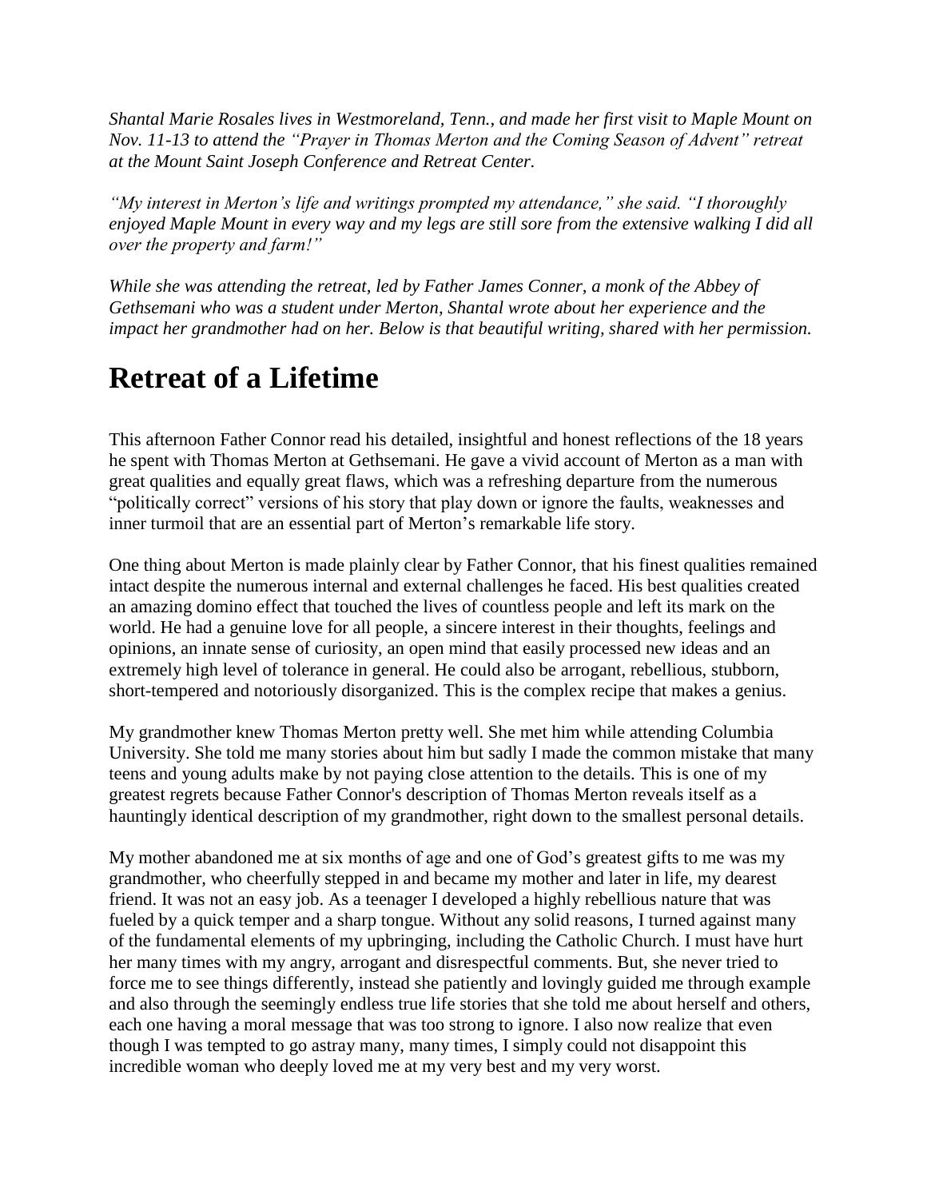*Shantal Marie Rosales lives in Westmoreland, Tenn., and made her first visit to Maple Mount on Nov. 11-13 to attend the "Prayer in Thomas Merton and the Coming Season of Advent" retreat at the Mount Saint Joseph Conference and Retreat Center.*

*"My interest in Merton's life and writings prompted my attendance," she said. "I thoroughly enjoyed Maple Mount in every way and my legs are still sore from the extensive walking I did all over the property and farm!"*

*While she was attending the retreat, led by Father James Conner, a monk of the Abbey of Gethsemani who was a student under Merton, Shantal wrote about her experience and the impact her grandmother had on her. Below is that beautiful writing, shared with her permission.*

# Retreat of a Lifetime

This afternoon Father Connor read his detailed, insightful and honest reflections of the 18 years he spent with Thomas Merton at Gethsemani. He gave a vivid account of Merton as a man with great qualities and equally great flaws, which was a refreshing departure from the numerous "politically correct" versions of his story that play down or ignore the faults, weaknesses and inner turmoil that are an essential part of Merton's remarkable life story.

One thing about Merton is made plainly clear by Father Connor, that his finest qualities remained intact despite the numerous internal and external challenges he faced. His best qualities created an amazing domino effect that touched the lives of countless people and left its mark on the world. He had a genuine love for all people, a sincere interest in their thoughts, feelings and opinions, an innate sense of curiosity, an open mind that easily processed new ideas and an extremely high level of tolerance in general. He could also be arrogant, rebellious, stubborn, short-tempered and notoriously disorganized. This is the complex recipe that makes a genius.

My grandmother knew Thomas Merton pretty well. She met him while attending Columbia University. She told me many stories about him but sadly I made the common mistake that many teens and young adults make by not paying close attention to the details. This is one of my greatest regrets because Father Connor's description of Thomas Merton reveals itself as a hauntingly identical description of my grandmother, right down to the smallest personal details.

My mother abandoned me at six months of age and one of God's greatest gifts to me was my grandmother, who cheerfully stepped in and became my mother and later in life, my dearest friend. It was not an easy job. As a teenager I developed a highly rebellious nature that was fueled by a quick temper and a sharp tongue. Without any solid reasons, I turned against many of the fundamental elements of my upbringing, including the Catholic Church. I must have hurt her many times with my angry, arrogant and disrespectful comments. But, she never tried to force me to see things differently, instead she patiently and lovingly guided me through example and also through the seemingly endless true life stories that she told me about herself and others, each one having a moral message that was too strong to ignore. I also now realize that even though I was tempted to go astray many, many times, I simply could not disappoint this incredible woman who deeply loved me at my very best and my very worst.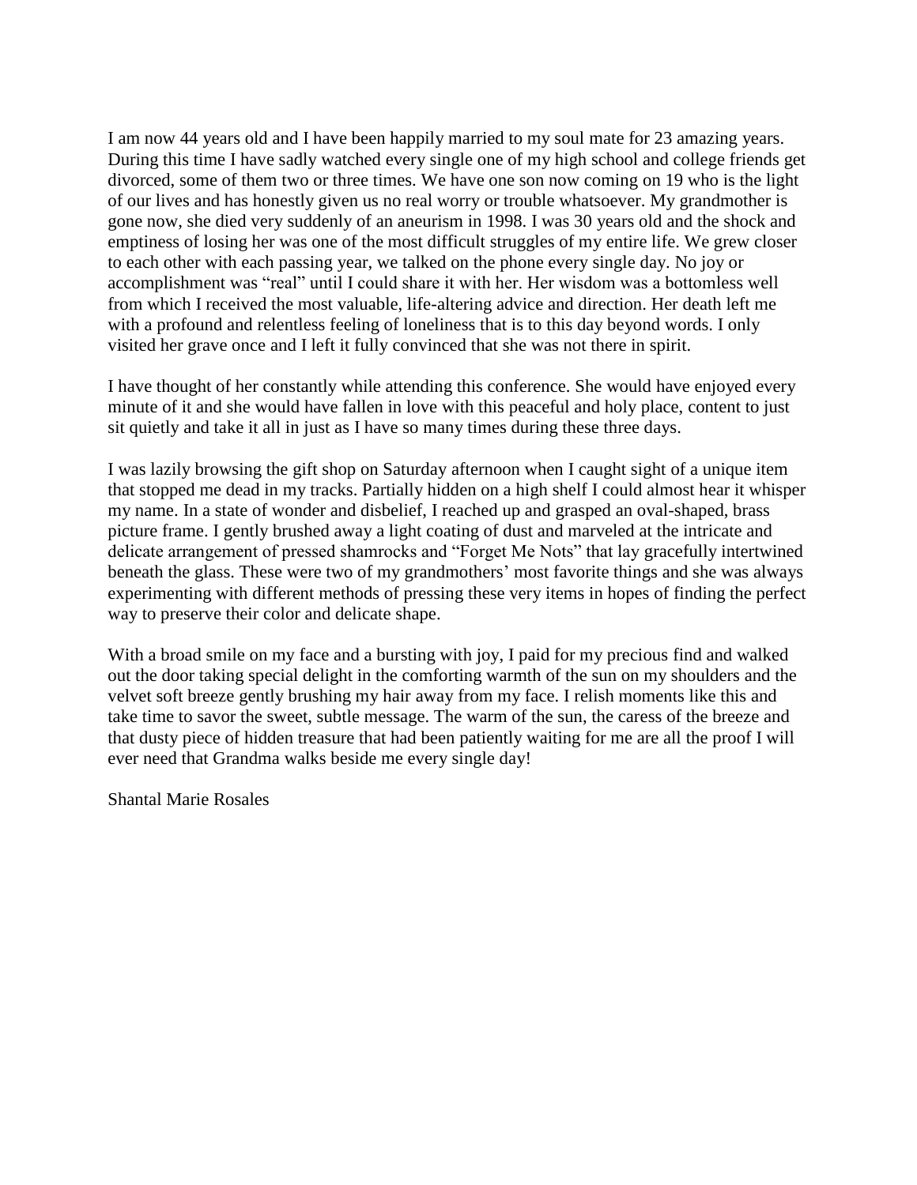I am now 44 years old and I have been happily married to my soul mate for 23 amazing years. During this time I have sadly watched every single one of my high school and college friends get divorced, some of them two or three times. We have one son now coming on 19 who is the light of our lives and has honestly given us no real worry or trouble whatsoever. My grandmother is gone now, she died very suddenly of an aneurism in 1998. I was 30 years old and the shock and emptiness of losing her was one of the most difficult struggles of my entire life. We grew closer to each other with each passing year, we talked on the phone every single day. No joy or accomplishment was "real" until I could share it with her. Her wisdom was a bottomless well from which I received the most valuable, life-altering advice and direction. Her death left me with a profound and relentless feeling of loneliness that is to this day beyond words. I only visited her grave once and I left it fully convinced that she was not there in spirit.

I have thought of her constantly while attending this conference. She would have enjoyed every minute of it and she would have fallen in love with this peaceful and holy place, content to just sit quietly and take it all in just as I have so many times during these three days.

I was lazily browsing the gift shop on Saturday afternoon when I caught sight of a unique item that stopped me dead in my tracks. Partially hidden on a high shelf I could almost hear it whisper my name. In a state of wonder and disbelief, I reached up and grasped an oval-shaped, brass picture frame. I gently brushed away a light coating of dust and marveled at the intricate and delicate arrangement of pressed shamrocks and "Forget Me Nots" that lay gracefully intertwined beneath the glass. These were two of my grandmothers' most favorite things and she was always experimenting with different methods of pressing these very items in hopes of finding the perfect way to preserve their color and delicate shape.

With a broad smile on my face and a bursting with joy, I paid for my precious find and walked out the door taking special delight in the comforting warmth of the sun on my shoulders and the velvet soft breeze gently brushing my hair away from my face. I relish moments like this and take time to savor the sweet, subtle message. The warm of the sun, the caress of the breeze and that dusty piece of hidden treasure that had been patiently waiting for me are all the proof I will ever need that Grandma walks beside me every single day!

Shantal Marie Rosales